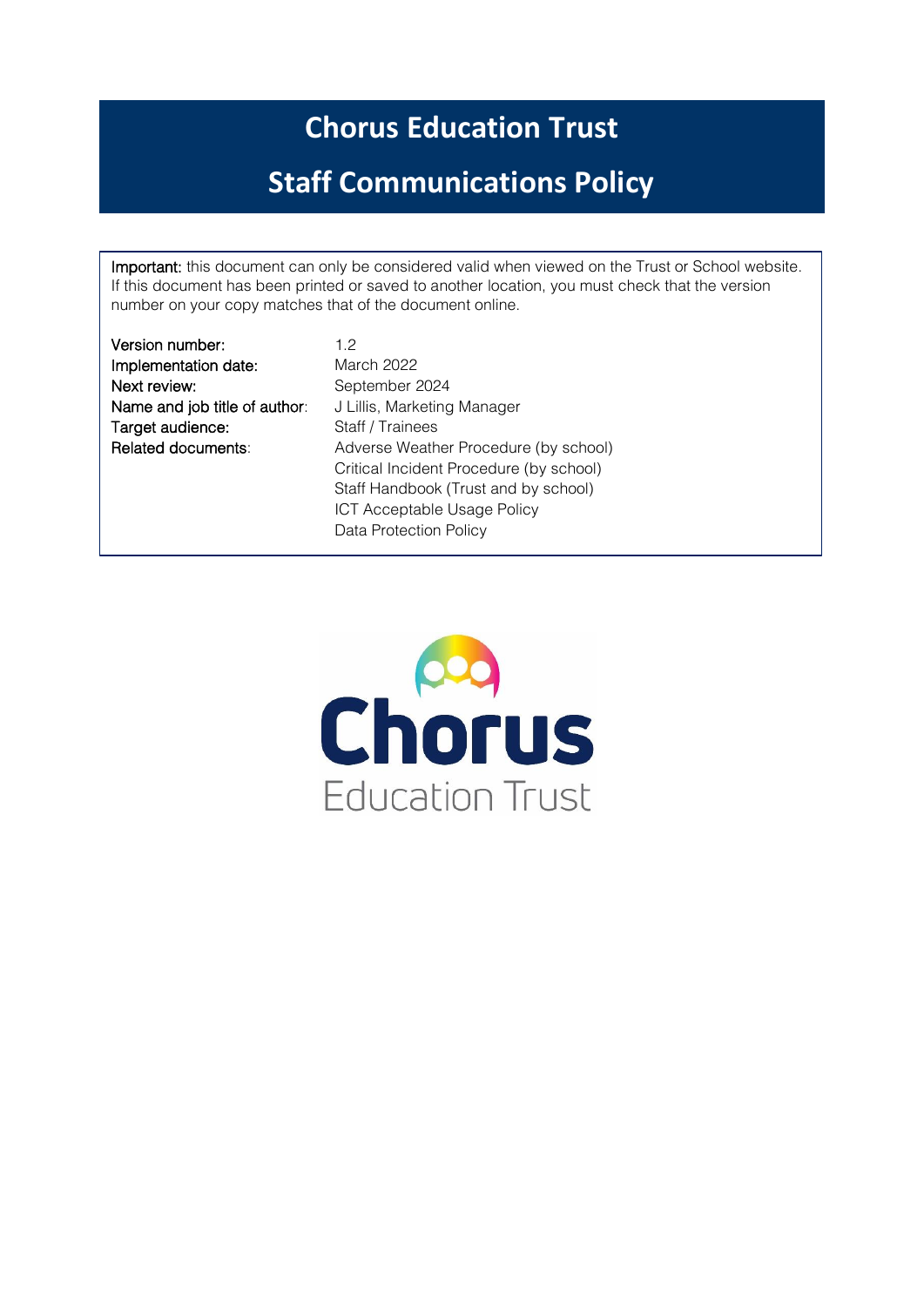# Chorus Education Trust

## Staff Communications Policy

**Important:** this document can only be considered valid when viewed on the Trust or School website. If this document has been printed or saved to another location, you must check that the version number on your copy matches that of the document online.

| | |
|---|---|
| **Version number:** | 1.2 |
| **Implementation date:** | March 2022 |
| **Next review:** | September 2024 |
| **Name and job title of author:** | J Lillis, Marketing Manager |
| **Target audience:** | Staff / Trainees |
| **Related documents:** | Adverse Weather Procedure (by school)<br>Critical Incident Procedure (by school)<br>Staff Handbook (Trust and by school)<br>ICT Acceptable Usage Policy<br>Data Protection Policy |

Chorus Education Trust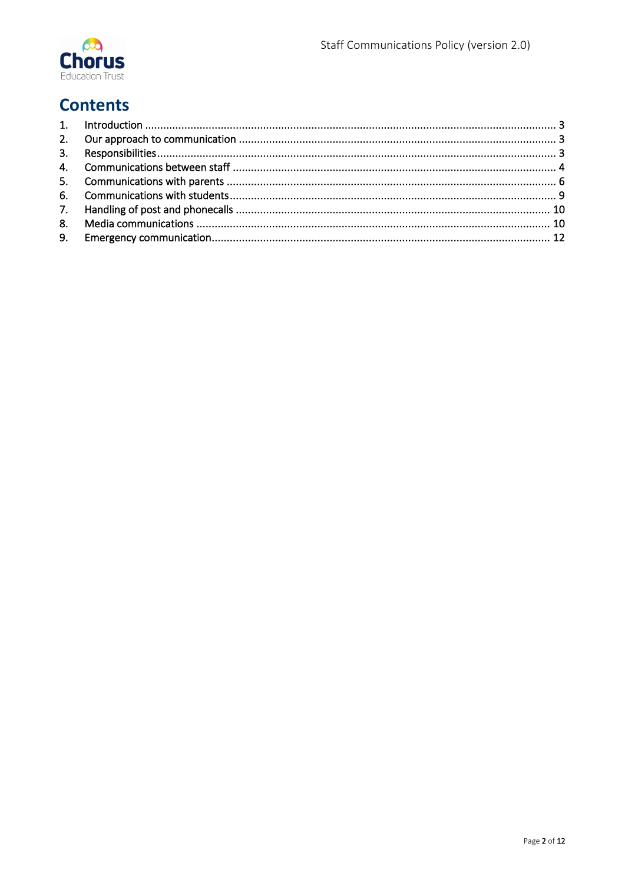## Contents

1. Introduction ........................................................................................................................................ 3
2. Our approach to communication ........................................................................................................ 3
3. Responsibilities.................................................................................................................................. 3
4. Communications between staff .......................................................................................................... 4
5. Communications with parents ............................................................................................................ 6
6. Communications with students........................................................................................................... 9
7. Handling of post and phonecalls ...................................................................................................... 10
8. Media communications ................................................................................................................... 10
9. Emergency communication............................................................................................................... 12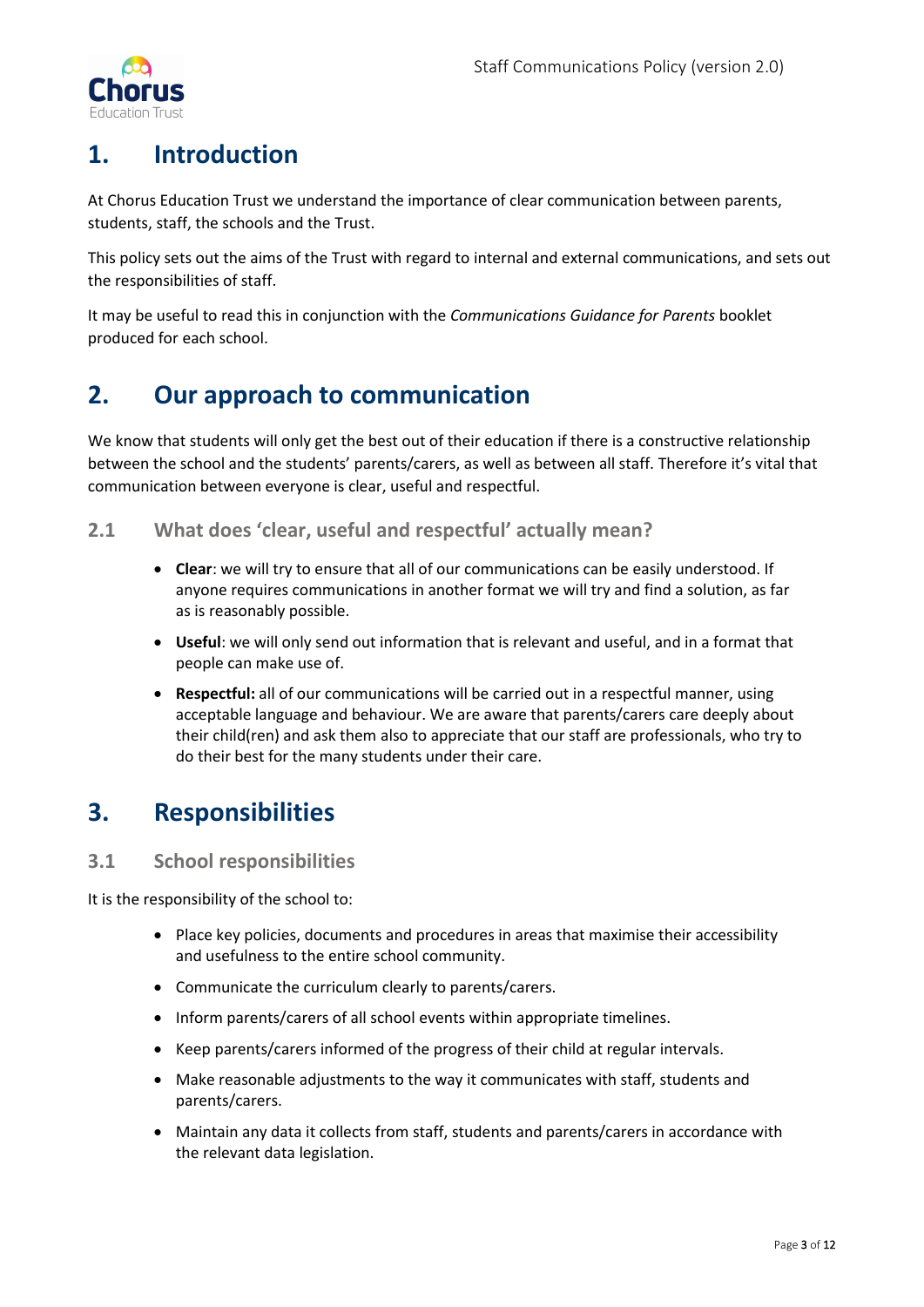# 1. Introduction

At Chorus Education Trust we understand the importance of clear communication between parents, students, staff, the schools and the Trust.

This policy sets out the aims of the Trust with regard to internal and external communications, and sets out the responsibilities of staff.

It may be useful to read this in conjunction with the *Communications Guidance for Parents* booklet produced for each school.

# 2. Our approach to communication

We know that students will only get the best out of their education if there is a constructive relationship between the school and the students' parents/carers, as well as between all staff. Therefore it's vital that communication between everyone is clear, useful and respectful.

## 2.1 What does 'clear, useful and respectful' actually mean?

- **Clear**: we will try to ensure that all of our communications can be easily understood. If anyone requires communications in another format we will try and find a solution, as far as is reasonably possible.
- **Useful**: we will only send out information that is relevant and useful, and in a format that people can make use of.
- **Respectful:** all of our communications will be carried out in a respectful manner, using acceptable language and behaviour. We are aware that parents/carers care deeply about their child(ren) and ask them also to appreciate that our staff are professionals, who try to do their best for the many students under their care.

# 3. Responsibilities

## 3.1 School responsibilities

It is the responsibility of the school to:

- Place key policies, documents and procedures in areas that maximise their accessibility and usefulness to the entire school community.
- Communicate the curriculum clearly to parents/carers.
- Inform parents/carers of all school events within appropriate timelines.
- Keep parents/carers informed of the progress of their child at regular intervals.
- Make reasonable adjustments to the way it communicates with staff, students and parents/carers.
- Maintain any data it collects from staff, students and parents/carers in accordance with the relevant data legislation.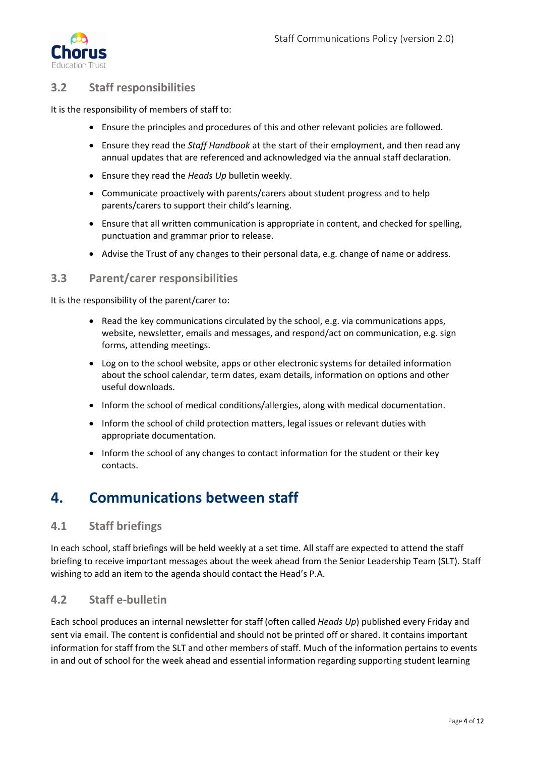### 3.2 Staff responsibilities

It is the responsibility of members of staff to:

- Ensure the principles and procedures of this and other relevant policies are followed.
- Ensure they read the *Staff Handbook* at the start of their employment, and then read any annual updates that are referenced and acknowledged via the annual staff declaration.
- Ensure they read the *Heads Up* bulletin weekly.
- Communicate proactively with parents/carers about student progress and to help parents/carers to support their child's learning.
- Ensure that all written communication is appropriate in content, and checked for spelling, punctuation and grammar prior to release.
- Advise the Trust of any changes to their personal data, e.g. change of name or address.

### 3.3 Parent/carer responsibilities

It is the responsibility of the parent/carer to:

- Read the key communications circulated by the school, e.g. via communications apps, website, newsletter, emails and messages, and respond/act on communication, e.g. sign forms, attending meetings.
- Log on to the school website, apps or other electronic systems for detailed information about the school calendar, term dates, exam details, information on options and other useful downloads.
- Inform the school of medical conditions/allergies, along with medical documentation.
- Inform the school of child protection matters, legal issues or relevant duties with appropriate documentation.
- Inform the school of any changes to contact information for the student or their key contacts.

## 4. Communications between staff

### 4.1 Staff briefings

In each school, staff briefings will be held weekly at a set time. All staff are expected to attend the staff briefing to receive important messages about the week ahead from the Senior Leadership Team (SLT). Staff wishing to add an item to the agenda should contact the Head's P.A.

### 4.2 Staff e-bulletin

Each school produces an internal newsletter for staff (often called *Heads Up*) published every Friday and sent via email. The content is confidential and should not be printed off or shared. It contains important information for staff from the SLT and other members of staff. Much of the information pertains to events in and out of school for the week ahead and essential information regarding supporting student learning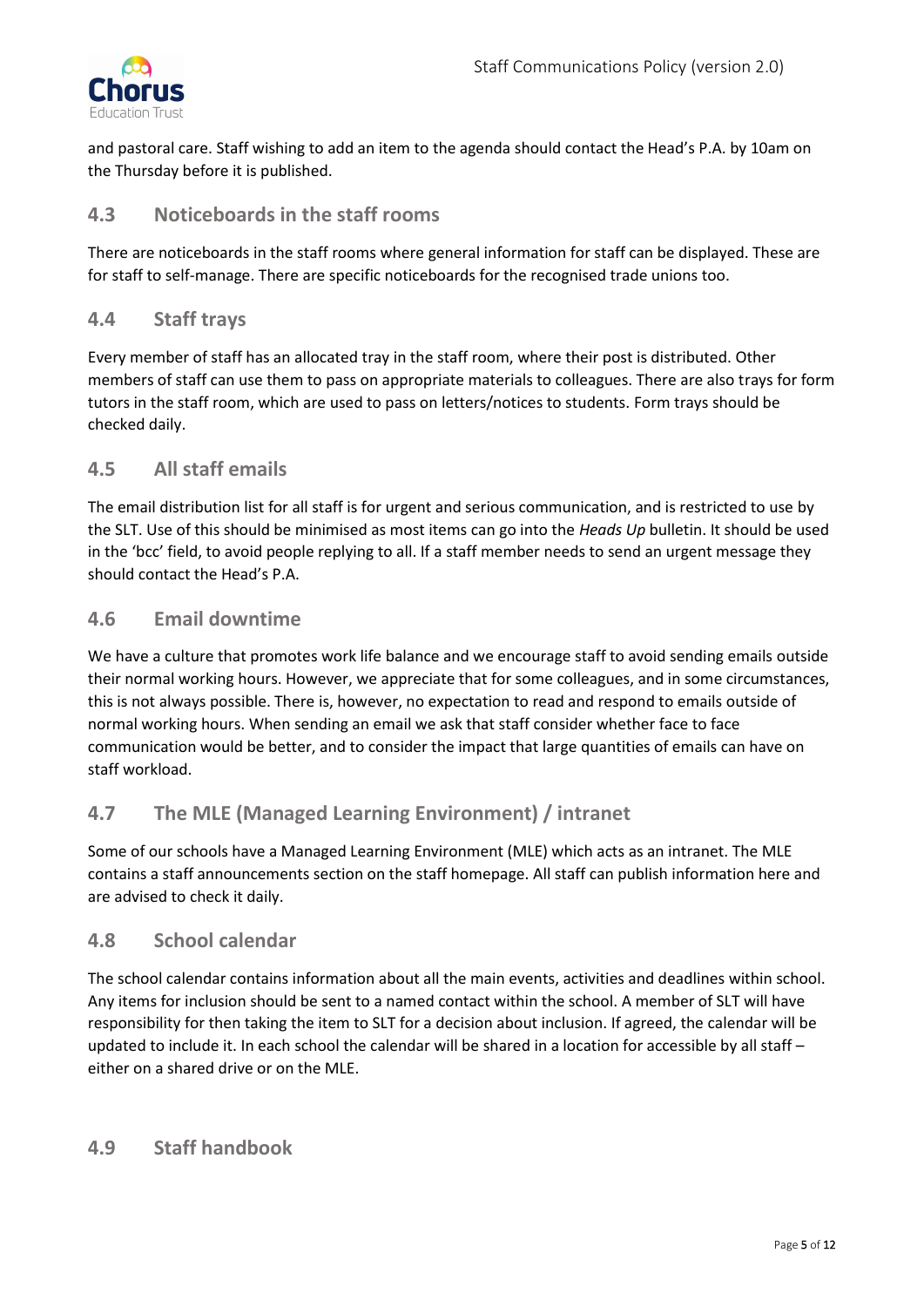and pastoral care. Staff wishing to add an item to the agenda should contact the Head's P.A. by 10am on the Thursday before it is published.

## 4.3 Noticeboards in the staff rooms

There are noticeboards in the staff rooms where general information for staff can be displayed. These are for staff to self-manage. There are specific noticeboards for the recognised trade unions too.

## 4.4 Staff trays

Every member of staff has an allocated tray in the staff room, where their post is distributed. Other members of staff can use them to pass on appropriate materials to colleagues. There are also trays for form tutors in the staff room, which are used to pass on letters/notices to students. Form trays should be checked daily.

## 4.5 All staff emails

The email distribution list for all staff is for urgent and serious communication, and is restricted to use by the SLT. Use of this should be minimised as most items can go into the *Heads Up* bulletin. It should be used in the 'bcc' field, to avoid people replying to all. If a staff member needs to send an urgent message they should contact the Head's P.A.

## 4.6 Email downtime

We have a culture that promotes work life balance and we encourage staff to avoid sending emails outside their normal working hours. However, we appreciate that for some colleagues, and in some circumstances, this is not always possible. There is, however, no expectation to read and respond to emails outside of normal working hours. When sending an email we ask that staff consider whether face to face communication would be better, and to consider the impact that large quantities of emails can have on staff workload.

## 4.7 The MLE (Managed Learning Environment) / intranet

Some of our schools have a Managed Learning Environment (MLE) which acts as an intranet. The MLE contains a staff announcements section on the staff homepage. All staff can publish information here and are advised to check it daily.

## 4.8 School calendar

The school calendar contains information about all the main events, activities and deadlines within school. Any items for inclusion should be sent to a named contact within the school. A member of SLT will have responsibility for then taking the item to SLT for a decision about inclusion. If agreed, the calendar will be updated to include it. In each school the calendar will be shared in a location for accessible by all staff – either on a shared drive or on the MLE.

## 4.9 Staff handbook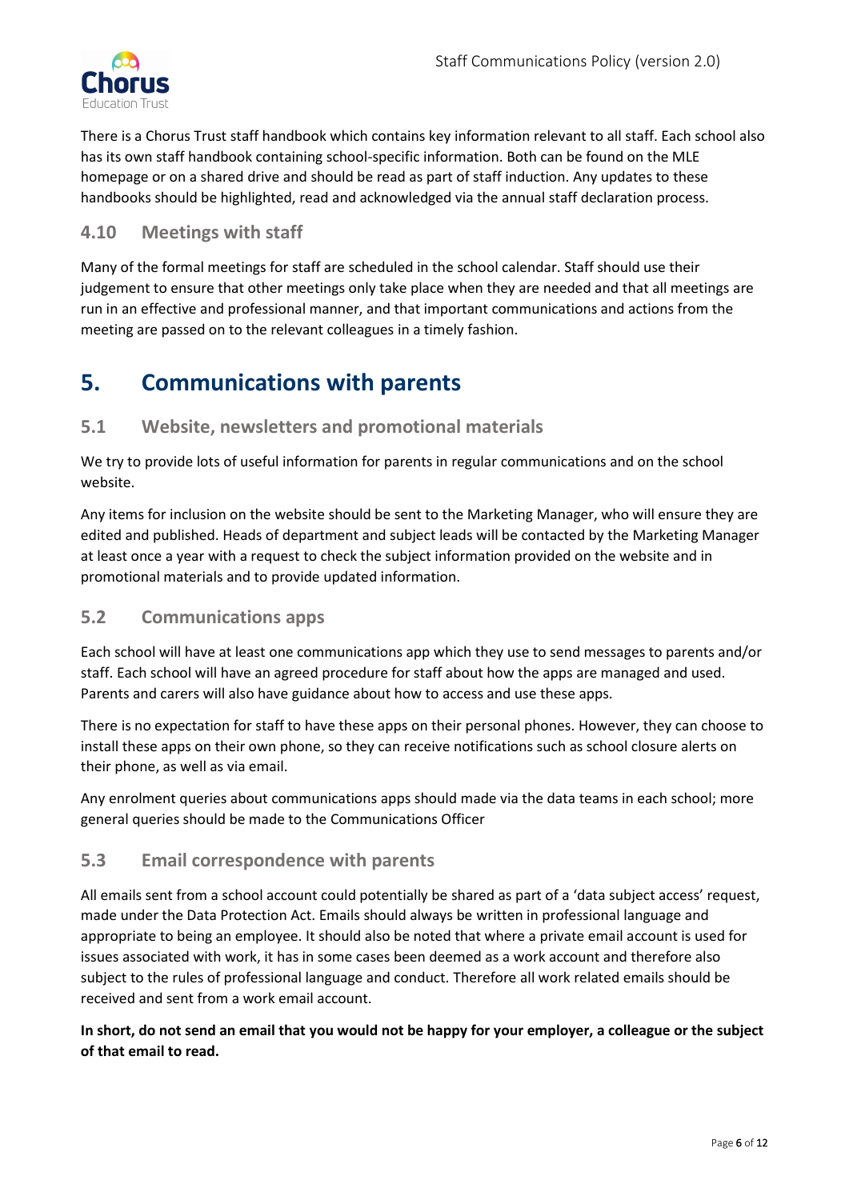There is a Chorus Trust staff handbook which contains key information relevant to all staff. Each school also has its own staff handbook containing school-specific information. Both can be found on the MLE homepage or on a shared drive and should be read as part of staff induction. Any updates to these handbooks should be highlighted, read and acknowledged via the annual staff declaration process.

### 4.10 Meetings with staff

Many of the formal meetings for staff are scheduled in the school calendar. Staff should use their judgement to ensure that other meetings only take place when they are needed and that all meetings are run in an effective and professional manner, and that important communications and actions from the meeting are passed on to the relevant colleagues in a timely fashion.

## 5. Communications with parents

### 5.1 Website, newsletters and promotional materials

We try to provide lots of useful information for parents in regular communications and on the school website.

Any items for inclusion on the website should be sent to the Marketing Manager, who will ensure they are edited and published. Heads of department and subject leads will be contacted by the Marketing Manager at least once a year with a request to check the subject information provided on the website and in promotional materials and to provide updated information.

### 5.2 Communications apps

Each school will have at least one communications app which they use to send messages to parents and/or staff. Each school will have an agreed procedure for staff about how the apps are managed and used. Parents and carers will also have guidance about how to access and use these apps.

There is no expectation for staff to have these apps on their personal phones. However, they can choose to install these apps on their own phone, so they can receive notifications such as school closure alerts on their phone, as well as via email.

Any enrolment queries about communications apps should made via the data teams in each school; more general queries should be made to the Communications Officer

### 5.3 Email correspondence with parents

All emails sent from a school account could potentially be shared as part of a 'data subject access' request, made under the Data Protection Act. Emails should always be written in professional language and appropriate to being an employee. It should also be noted that where a private email account is used for issues associated with work, it has in some cases been deemed as a work account and therefore also subject to the rules of professional language and conduct. Therefore all work related emails should be received and sent from a work email account.

**In short, do not send an email that you would not be happy for your employer, a colleague or the subject of that email to read.**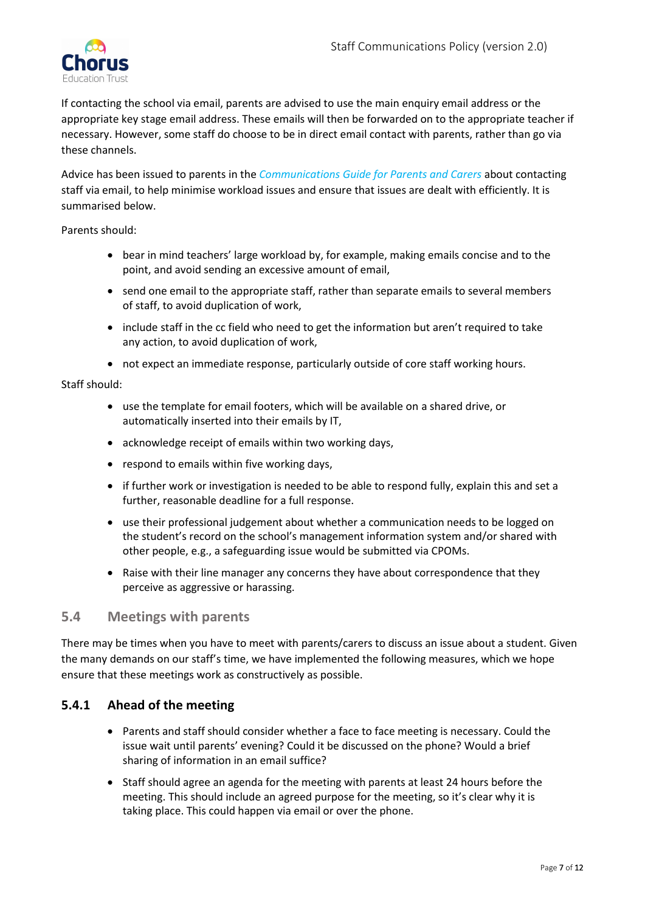If contacting the school via email, parents are advised to use the main enquiry email address or the appropriate key stage email address. These emails will then be forwarded on to the appropriate teacher if necessary. However, some staff do choose to be in direct email contact with parents, rather than go via these channels.

Advice has been issued to parents in the *Communications Guide for Parents and Carers* about contacting staff via email, to help minimise workload issues and ensure that issues are dealt with efficiently. It is summarised below.

Parents should:

- bear in mind teachers' large workload by, for example, making emails concise and to the point, and avoid sending an excessive amount of email,
- send one email to the appropriate staff, rather than separate emails to several members of staff, to avoid duplication of work,
- include staff in the cc field who need to get the information but aren't required to take any action, to avoid duplication of work,
- not expect an immediate response, particularly outside of core staff working hours.

Staff should:

- use the template for email footers, which will be available on a shared drive, or automatically inserted into their emails by IT,
- acknowledge receipt of emails within two working days,
- respond to emails within five working days,
- if further work or investigation is needed to be able to respond fully, explain this and set a further, reasonable deadline for a full response.
- use their professional judgement about whether a communication needs to be logged on the student's record on the school's management information system and/or shared with other people, e.g., a safeguarding issue would be submitted via CPOMs.
- Raise with their line manager any concerns they have about correspondence that they perceive as aggressive or harassing.

## 5.4 Meetings with parents

There may be times when you have to meet with parents/carers to discuss an issue about a student. Given the many demands on our staff's time, we have implemented the following measures, which we hope ensure that these meetings work as constructively as possible.

### 5.4.1 Ahead of the meeting

- Parents and staff should consider whether a face to face meeting is necessary. Could the issue wait until parents' evening? Could it be discussed on the phone? Would a brief sharing of information in an email suffice?
- Staff should agree an agenda for the meeting with parents at least 24 hours before the meeting. This should include an agreed purpose for the meeting, so it's clear why it is taking place. This could happen via email or over the phone.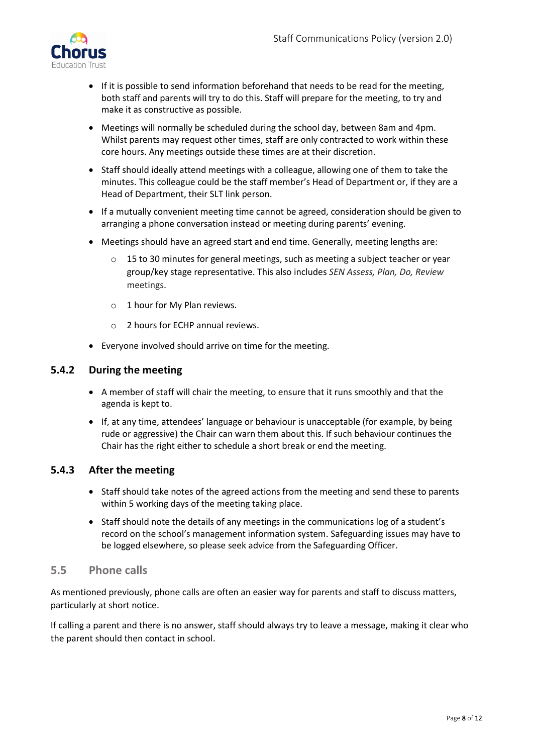- If it is possible to send information beforehand that needs to be read for the meeting, both staff and parents will try to do this. Staff will prepare for the meeting, to try and make it as constructive as possible.
- Meetings will normally be scheduled during the school day, between 8am and 4pm. Whilst parents may request other times, staff are only contracted to work within these core hours. Any meetings outside these times are at their discretion.
- Staff should ideally attend meetings with a colleague, allowing one of them to take the minutes. This colleague could be the staff member's Head of Department or, if they are a Head of Department, their SLT link person.
- If a mutually convenient meeting time cannot be agreed, consideration should be given to arranging a phone conversation instead or meeting during parents' evening.
- Meetings should have an agreed start and end time. Generally, meeting lengths are:
  - 15 to 30 minutes for general meetings, such as meeting a subject teacher or year group/key stage representative. This also includes *SEN Assess, Plan, Do, Review* meetings.
  - 1 hour for My Plan reviews.
  - 2 hours for ECHP annual reviews.
- Everyone involved should arrive on time for the meeting.

### 5.4.2 During the meeting

- A member of staff will chair the meeting, to ensure that it runs smoothly and that the agenda is kept to.
- If, at any time, attendees' language or behaviour is unacceptable (for example, by being rude or aggressive) the Chair can warn them about this. If such behaviour continues the Chair has the right either to schedule a short break or end the meeting.

### 5.4.3 After the meeting

- Staff should take notes of the agreed actions from the meeting and send these to parents within 5 working days of the meeting taking place.
- Staff should note the details of any meetings in the communications log of a student's record on the school's management information system. Safeguarding issues may have to be logged elsewhere, so please seek advice from the Safeguarding Officer.

## 5.5 Phone calls

As mentioned previously, phone calls are often an easier way for parents and staff to discuss matters, particularly at short notice.

If calling a parent and there is no answer, staff should always try to leave a message, making it clear who the parent should then contact in school.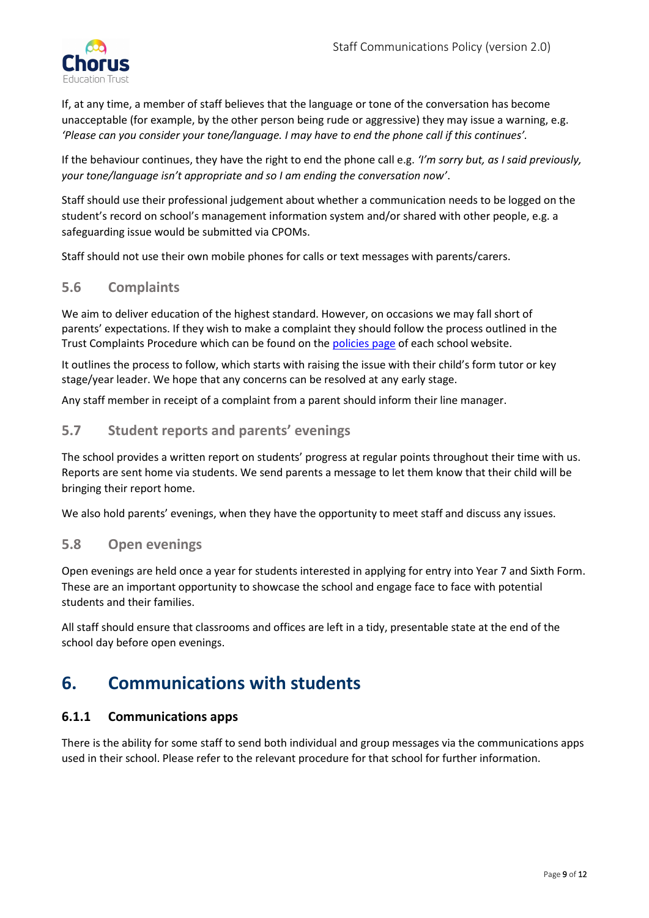If, at any time, a member of staff believes that the language or tone of the conversation has become unacceptable (for example, by the other person being rude or aggressive) they may issue a warning, e.g. *'Please can you consider your tone/language. I may have to end the phone call if this continues'*.

If the behaviour continues, they have the right to end the phone call e.g. *'I'm sorry but, as I said previously, your tone/language isn't appropriate and so I am ending the conversation now'*.

Staff should use their professional judgement about whether a communication needs to be logged on the student's record on school's management information system and/or shared with other people, e.g. a safeguarding issue would be submitted via CPOMs.

Staff should not use their own mobile phones for calls or text messages with parents/carers.

### 5.6 Complaints

We aim to deliver education of the highest standard. However, on occasions we may fall short of parents' expectations. If they wish to make a complaint they should follow the process outlined in the Trust Complaints Procedure which can be found on the policies page of each school website.

It outlines the process to follow, which starts with raising the issue with their child's form tutor or key stage/year leader. We hope that any concerns can be resolved at any early stage.

Any staff member in receipt of a complaint from a parent should inform their line manager.

### 5.7 Student reports and parents' evenings

The school provides a written report on students' progress at regular points throughout their time with us. Reports are sent home via students. We send parents a message to let them know that their child will be bringing their report home.

We also hold parents' evenings, when they have the opportunity to meet staff and discuss any issues.

### 5.8 Open evenings

Open evenings are held once a year for students interested in applying for entry into Year 7 and Sixth Form. These are an important opportunity to showcase the school and engage face to face with potential students and their families.

All staff should ensure that classrooms and offices are left in a tidy, presentable state at the end of the school day before open evenings.

## 6. Communications with students

### 6.1.1 Communications apps

There is the ability for some staff to send both individual and group messages via the communications apps used in their school. Please refer to the relevant procedure for that school for further information.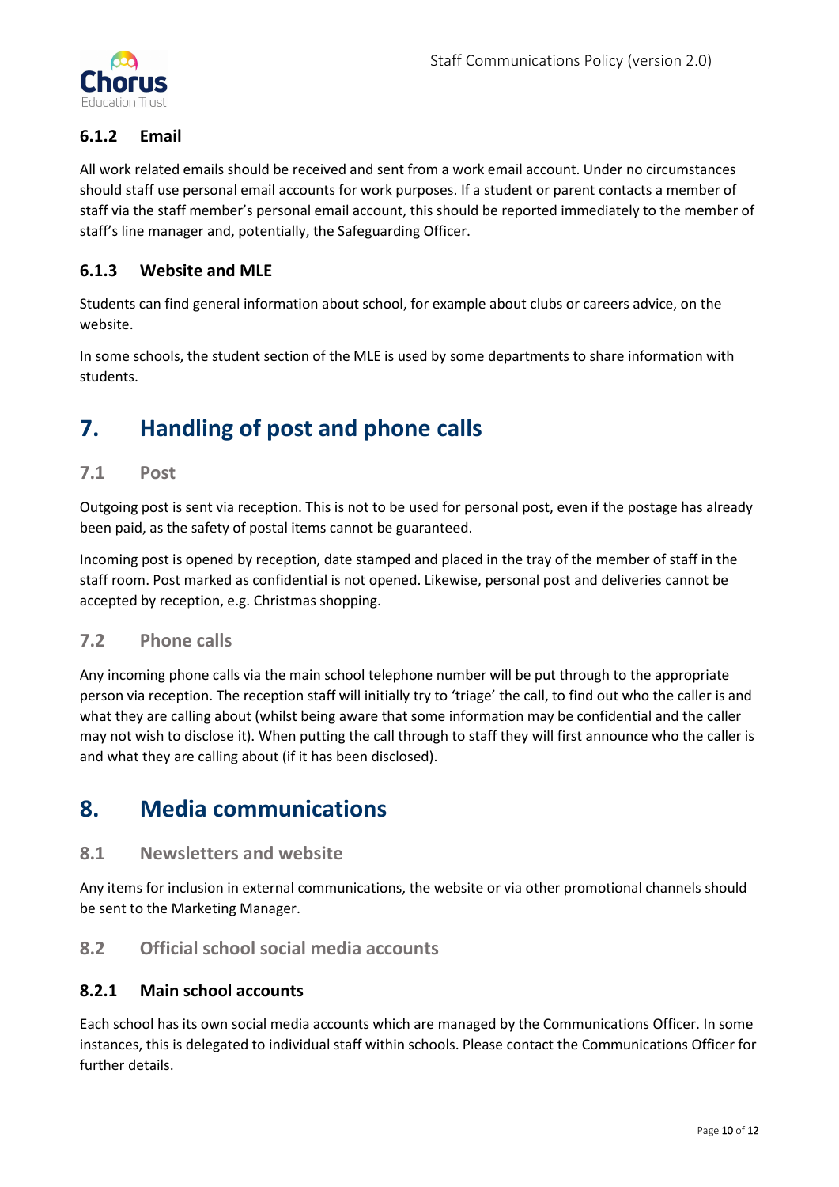#### 6.1.2 Email

All work related emails should be received and sent from a work email account. Under no circumstances should staff use personal email accounts for work purposes. If a student or parent contacts a member of staff via the staff member's personal email account, this should be reported immediately to the member of staff's line manager and, potentially, the Safeguarding Officer.

#### 6.1.3 Website and MLE

Students can find general information about school, for example about clubs or careers advice, on the website.

In some schools, the student section of the MLE is used by some departments to share information with students.

## 7. Handling of post and phone calls

### 7.1 Post

Outgoing post is sent via reception. This is not to be used for personal post, even if the postage has already been paid, as the safety of postal items cannot be guaranteed.

Incoming post is opened by reception, date stamped and placed in the tray of the member of staff in the staff room. Post marked as confidential is not opened. Likewise, personal post and deliveries cannot be accepted by reception, e.g. Christmas shopping.

### 7.2 Phone calls

Any incoming phone calls via the main school telephone number will be put through to the appropriate person via reception. The reception staff will initially try to 'triage' the call, to find out who the caller is and what they are calling about (whilst being aware that some information may be confidential and the caller may not wish to disclose it). When putting the call through to staff they will first announce who the caller is and what they are calling about (if it has been disclosed).

## 8. Media communications

### 8.1 Newsletters and website

Any items for inclusion in external communications, the website or via other promotional channels should be sent to the Marketing Manager.

### 8.2 Official school social media accounts

#### 8.2.1 Main school accounts

Each school has its own social media accounts which are managed by the Communications Officer. In some instances, this is delegated to individual staff within schools. Please contact the Communications Officer for further details.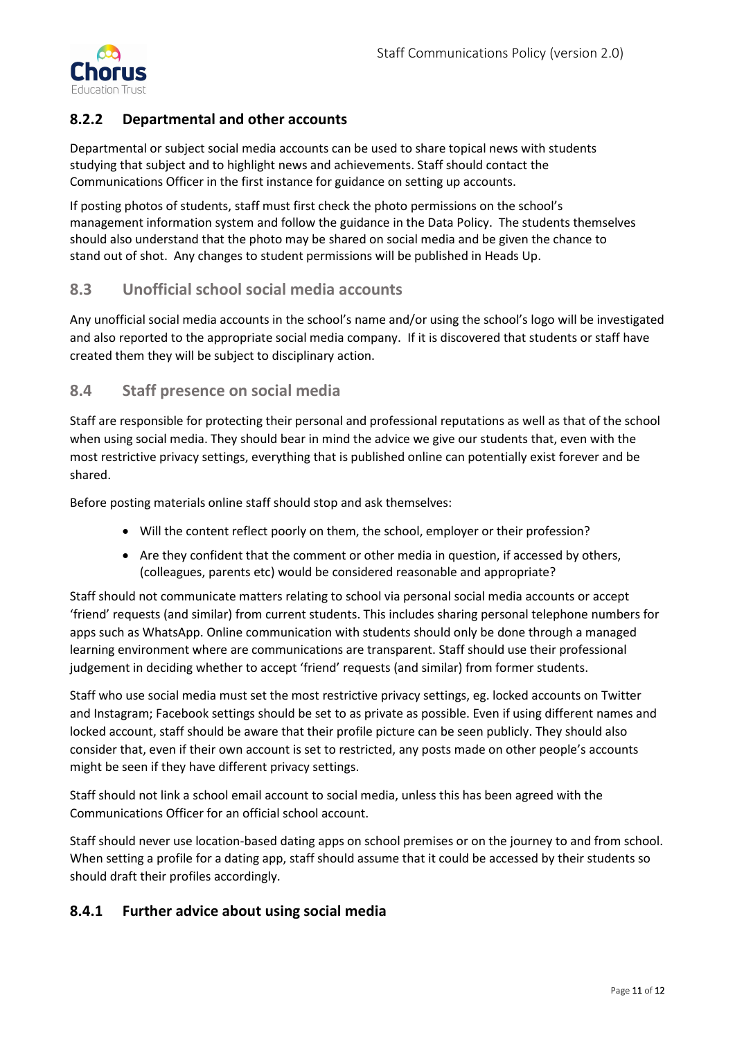### 8.2.2 Departmental and other accounts

Departmental or subject social media accounts can be used to share topical news with students studying that subject and to highlight news and achievements. Staff should contact the Communications Officer in the first instance for guidance on setting up accounts.

If posting photos of students, staff must first check the photo permissions on the school's management information system and follow the guidance in the Data Policy. The students themselves should also understand that the photo may be shared on social media and be given the chance to stand out of shot. Any changes to student permissions will be published in Heads Up.

## 8.3 Unofficial school social media accounts

Any unofficial social media accounts in the school's name and/or using the school's logo will be investigated and also reported to the appropriate social media company. If it is discovered that students or staff have created them they will be subject to disciplinary action.

## 8.4 Staff presence on social media

Staff are responsible for protecting their personal and professional reputations as well as that of the school when using social media. They should bear in mind the advice we give our students that, even with the most restrictive privacy settings, everything that is published online can potentially exist forever and be shared.

Before posting materials online staff should stop and ask themselves:

- Will the content reflect poorly on them, the school, employer or their profession?
- Are they confident that the comment or other media in question, if accessed by others, (colleagues, parents etc) would be considered reasonable and appropriate?

Staff should not communicate matters relating to school via personal social media accounts or accept 'friend' requests (and similar) from current students. This includes sharing personal telephone numbers for apps such as WhatsApp. Online communication with students should only be done through a managed learning environment where are communications are transparent. Staff should use their professional judgement in deciding whether to accept 'friend' requests (and similar) from former students.

Staff who use social media must set the most restrictive privacy settings, eg. locked accounts on Twitter and Instagram; Facebook settings should be set to as private as possible. Even if using different names and locked account, staff should be aware that their profile picture can be seen publicly. They should also consider that, even if their own account is set to restricted, any posts made on other people's accounts might be seen if they have different privacy settings.

Staff should not link a school email account to social media, unless this has been agreed with the Communications Officer for an official school account.

Staff should never use location-based dating apps on school premises or on the journey to and from school. When setting a profile for a dating app, staff should assume that it could be accessed by their students so should draft their profiles accordingly.

### 8.4.1 Further advice about using social media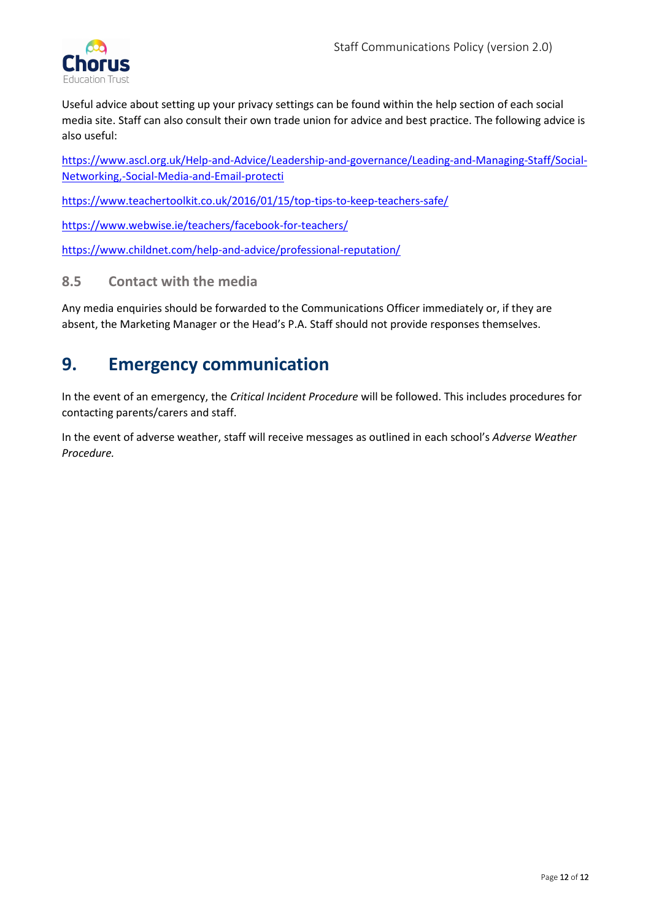Useful advice about setting up your privacy settings can be found within the help section of each social media site. Staff can also consult their own trade union for advice and best practice. The following advice is also useful:

https://www.ascl.org.uk/Help-and-Advice/Leadership-and-governance/Leading-and-Managing-Staff/Social-Networking,-Social-Media-and-Email-protecti

https://www.teachertoolkit.co.uk/2016/01/15/top-tips-to-keep-teachers-safe/

https://www.webwise.ie/teachers/facebook-for-teachers/

https://www.childnet.com/help-and-advice/professional-reputation/

### 8.5 Contact with the media

Any media enquiries should be forwarded to the Communications Officer immediately or, if they are absent, the Marketing Manager or the Head's P.A. Staff should not provide responses themselves.

## 9. Emergency communication

In the event of an emergency, the *Critical Incident Procedure* will be followed. This includes procedures for contacting parents/carers and staff.

In the event of adverse weather, staff will receive messages as outlined in each school's *Adverse Weather Procedure.*